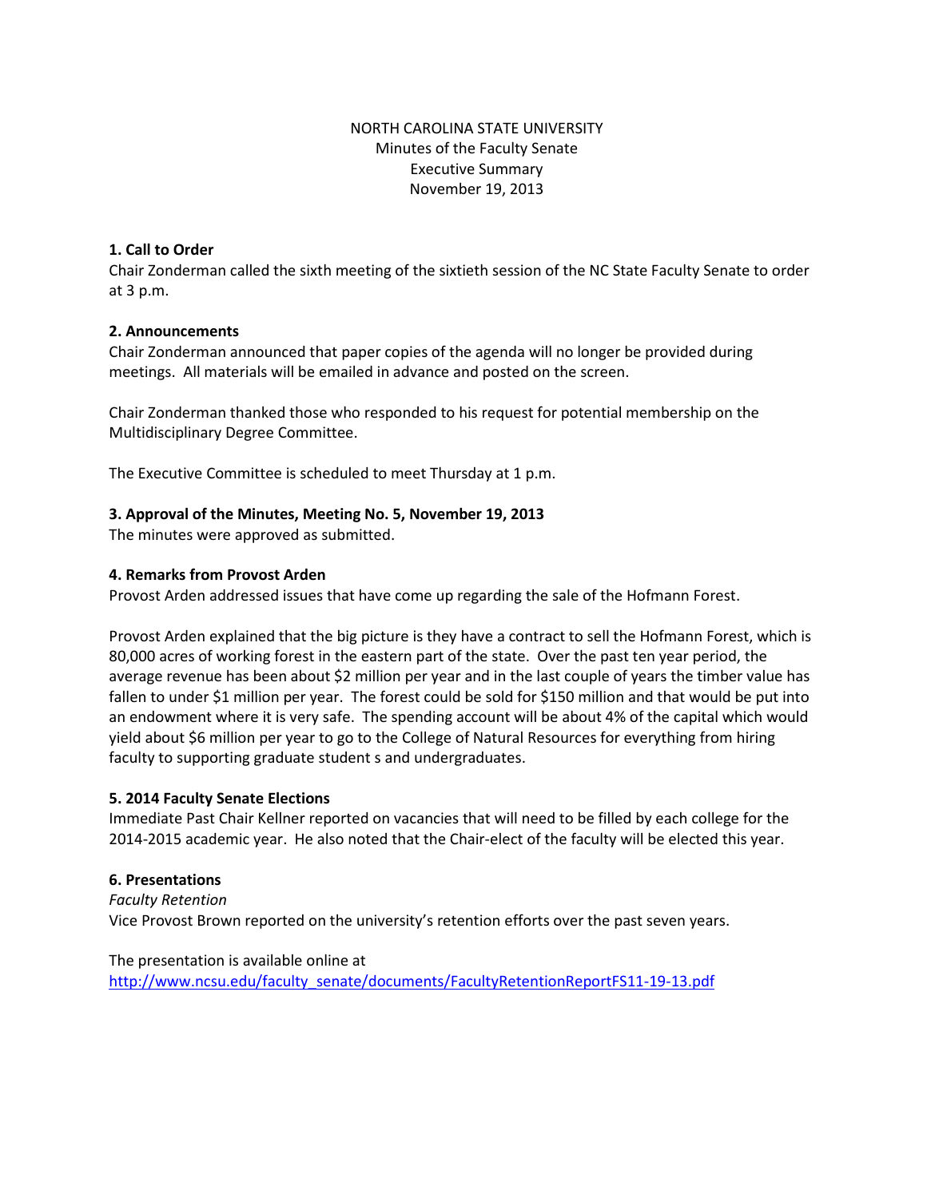NORTH CAROLINA STATE UNIVERSITY
Minutes of the Faculty Senate
Executive Summary
November 19, 2013

**1. Call to Order**
Chair Zonderman called the sixth meeting of the sixtieth session of the NC State Faculty Senate to order at 3 p.m.

**2. Announcements**
Chair Zonderman announced that paper copies of the agenda will no longer be provided during meetings. All materials will be emailed in advance and posted on the screen.

Chair Zonderman thanked those who responded to his request for potential membership on the Multidisciplinary Degree Committee.

The Executive Committee is scheduled to meet Thursday at 1 p.m.

**3. Approval of the Minutes, Meeting No. 5, November 19, 2013**
The minutes were approved as submitted.

**4. Remarks from Provost Arden**
Provost Arden addressed issues that have come up regarding the sale of the Hofmann Forest.

Provost Arden explained that the big picture is they have a contract to sell the Hofmann Forest, which is 80,000 acres of working forest in the eastern part of the state. Over the past ten year period, the average revenue has been about $2 million per year and in the last couple of years the timber value has fallen to under $1 million per year. The forest could be sold for $150 million and that would be put into an endowment where it is very safe. The spending account will be about 4% of the capital which would yield about $6 million per year to go to the College of Natural Resources for everything from hiring faculty to supporting graduate student s and undergraduates.

**5. 2014 Faculty Senate Elections**
Immediate Past Chair Kellner reported on vacancies that will need to be filled by each college for the 2014-2015 academic year. He also noted that the Chair-elect of the faculty will be elected this year.

**6. Presentations**
*Faculty Retention*
Vice Provost Brown reported on the university's retention efforts over the past seven years.

The presentation is available online at
http://www.ncsu.edu/faculty_senate/documents/FacultyRetentionReportFS11-19-13.pdf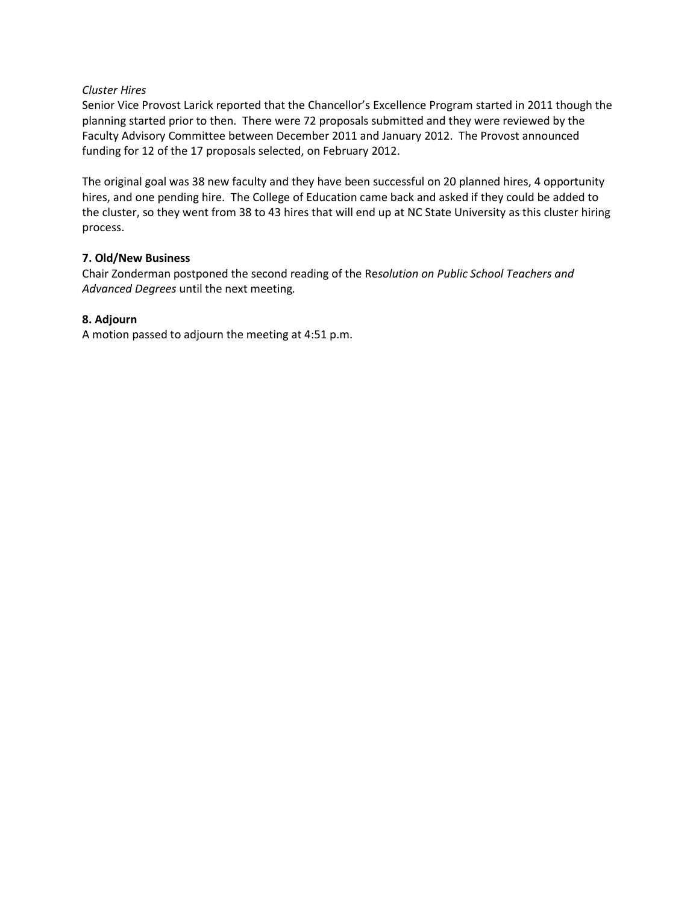*Cluster Hires*

Senior Vice Provost Larick reported that the Chancellor's Excellence Program started in 2011 though the planning started prior to then. There were 72 proposals submitted and they were reviewed by the Faculty Advisory Committee between December 2011 and January 2012. The Provost announced funding for 12 of the 17 proposals selected, on February 2012.

The original goal was 38 new faculty and they have been successful on 20 planned hires, 4 opportunity hires, and one pending hire. The College of Education came back and asked if they could be added to the cluster, so they went from 38 to 43 hires that will end up at NC State University as this cluster hiring process.

**7. Old/New Business**

Chair Zonderman postponed the second reading of the Re*solution on Public School Teachers and Advanced Degrees* until the next meeting*.*

**8. Adjourn**

A motion passed to adjourn the meeting at 4:51 p.m.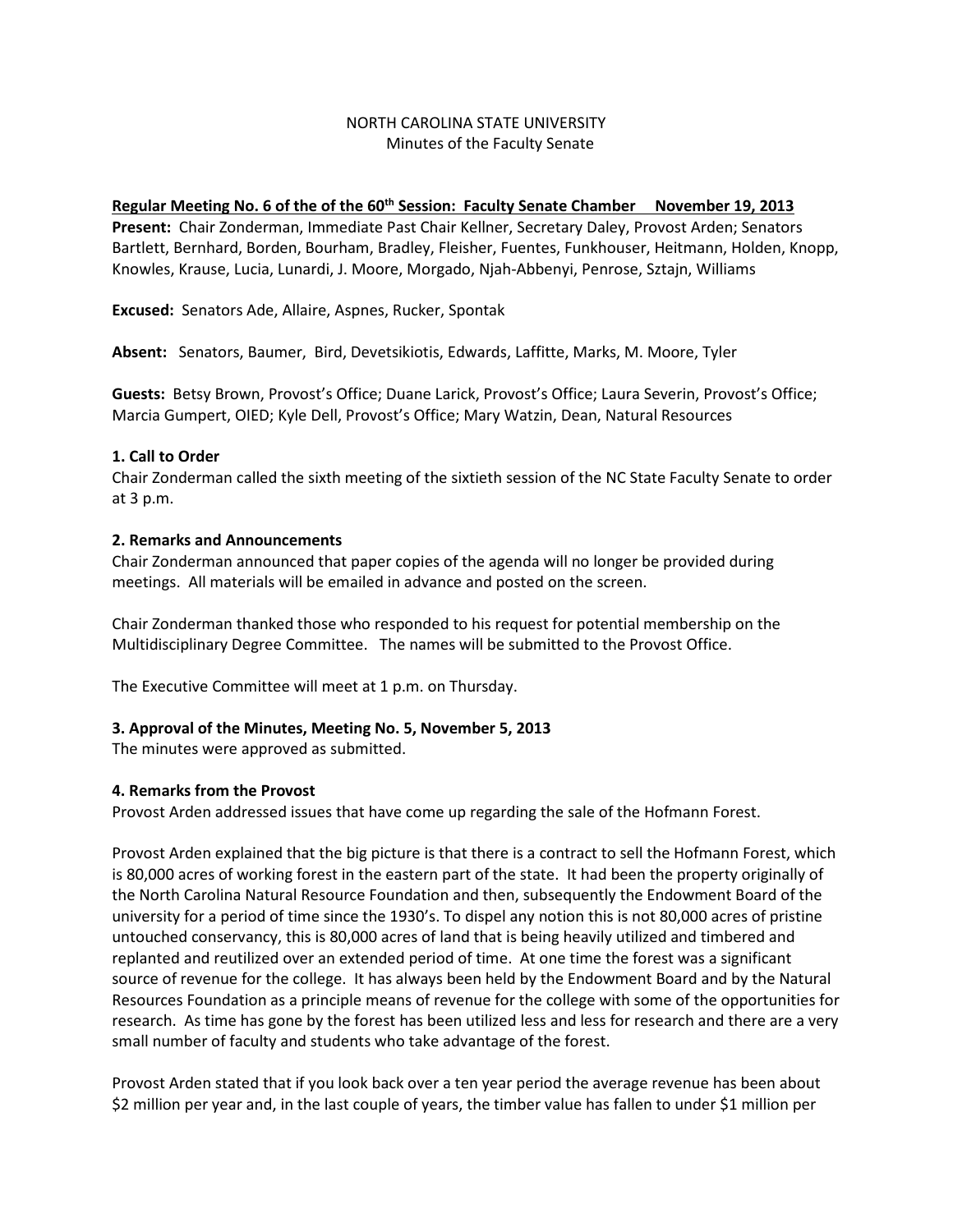NORTH CAROLINA STATE UNIVERSITY
Minutes of the Faculty Senate

**Regular Meeting No. 6 of the of the 60th Session: Faculty Senate Chamber November 19, 2013**

**Present:** Chair Zonderman, Immediate Past Chair Kellner, Secretary Daley, Provost Arden; Senators Bartlett, Bernhard, Borden, Bourham, Bradley, Fleisher, Fuentes, Funkhouser, Heitmann, Holden, Knopp, Knowles, Krause, Lucia, Lunardi, J. Moore, Morgado, Njah-Abbenyi, Penrose, Sztajn, Williams

**Excused:** Senators Ade, Allaire, Aspnes, Rucker, Spontak

**Absent:** Senators, Baumer, Bird, Devetsikiotis, Edwards, Laffitte, Marks, M. Moore, Tyler

**Guests:** Betsy Brown, Provost's Office; Duane Larick, Provost's Office; Laura Severin, Provost's Office; Marcia Gumpert, OIED; Kyle Dell, Provost's Office; Mary Watzin, Dean, Natural Resources

**1. Call to Order**

Chair Zonderman called the sixth meeting of the sixtieth session of the NC State Faculty Senate to order at 3 p.m.

**2. Remarks and Announcements**

Chair Zonderman announced that paper copies of the agenda will no longer be provided during meetings. All materials will be emailed in advance and posted on the screen.

Chair Zonderman thanked those who responded to his request for potential membership on the Multidisciplinary Degree Committee. The names will be submitted to the Provost Office.

The Executive Committee will meet at 1 p.m. on Thursday.

**3. Approval of the Minutes, Meeting No. 5, November 5, 2013**

The minutes were approved as submitted.

**4. Remarks from the Provost**

Provost Arden addressed issues that have come up regarding the sale of the Hofmann Forest.

Provost Arden explained that the big picture is that there is a contract to sell the Hofmann Forest, which is 80,000 acres of working forest in the eastern part of the state. It had been the property originally of the North Carolina Natural Resource Foundation and then, subsequently the Endowment Board of the university for a period of time since the 1930's. To dispel any notion this is not 80,000 acres of pristine untouched conservancy, this is 80,000 acres of land that is being heavily utilized and timbered and replanted and reutilized over an extended period of time. At one time the forest was a significant source of revenue for the college. It has always been held by the Endowment Board and by the Natural Resources Foundation as a principle means of revenue for the college with some of the opportunities for research. As time has gone by the forest has been utilized less and less for research and there are a very small number of faculty and students who take advantage of the forest.

Provost Arden stated that if you look back over a ten year period the average revenue has been about $2 million per year and, in the last couple of years, the timber value has fallen to under $1 million per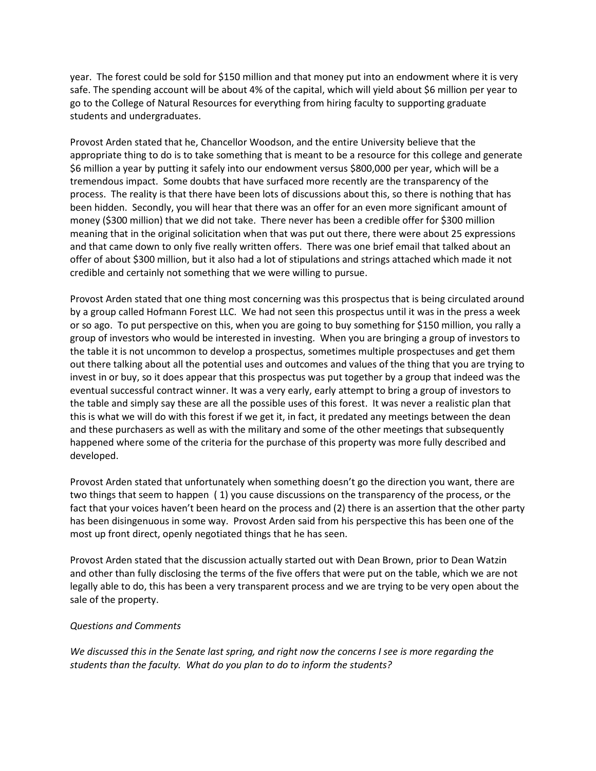year. The forest could be sold for $150 million and that money put into an endowment where it is very safe. The spending account will be about 4% of the capital, which will yield about $6 million per year to go to the College of Natural Resources for everything from hiring faculty to supporting graduate students and undergraduates.

Provost Arden stated that he, Chancellor Woodson, and the entire University believe that the appropriate thing to do is to take something that is meant to be a resource for this college and generate $6 million a year by putting it safely into our endowment versus $800,000 per year, which will be a tremendous impact. Some doubts that have surfaced more recently are the transparency of the process. The reality is that there have been lots of discussions about this, so there is nothing that has been hidden. Secondly, you will hear that there was an offer for an even more significant amount of money ($300 million) that we did not take. There never has been a credible offer for $300 million meaning that in the original solicitation when that was put out there, there were about 25 expressions and that came down to only five really written offers. There was one brief email that talked about an offer of about $300 million, but it also had a lot of stipulations and strings attached which made it not credible and certainly not something that we were willing to pursue.

Provost Arden stated that one thing most concerning was this prospectus that is being circulated around by a group called Hofmann Forest LLC. We had not seen this prospectus until it was in the press a week or so ago. To put perspective on this, when you are going to buy something for $150 million, you rally a group of investors who would be interested in investing. When you are bringing a group of investors to the table it is not uncommon to develop a prospectus, sometimes multiple prospectuses and get them out there talking about all the potential uses and outcomes and values of the thing that you are trying to invest in or buy, so it does appear that this prospectus was put together by a group that indeed was the eventual successful contract winner. It was a very early, early attempt to bring a group of investors to the table and simply say these are all the possible uses of this forest. It was never a realistic plan that this is what we will do with this forest if we get it, in fact, it predated any meetings between the dean and these purchasers as well as with the military and some of the other meetings that subsequently happened where some of the criteria for the purchase of this property was more fully described and developed.

Provost Arden stated that unfortunately when something doesn't go the direction you want, there are two things that seem to happen ( 1) you cause discussions on the transparency of the process, or the fact that your voices haven't been heard on the process and (2) there is an assertion that the other party has been disingenuous in some way. Provost Arden said from his perspective this has been one of the most up front direct, openly negotiated things that he has seen.

Provost Arden stated that the discussion actually started out with Dean Brown, prior to Dean Watzin and other than fully disclosing the terms of the five offers that were put on the table, which we are not legally able to do, this has been a very transparent process and we are trying to be very open about the sale of the property.

*Questions and Comments*

*We discussed this in the Senate last spring, and right now the concerns I see is more regarding the students than the faculty. What do you plan to do to inform the students?*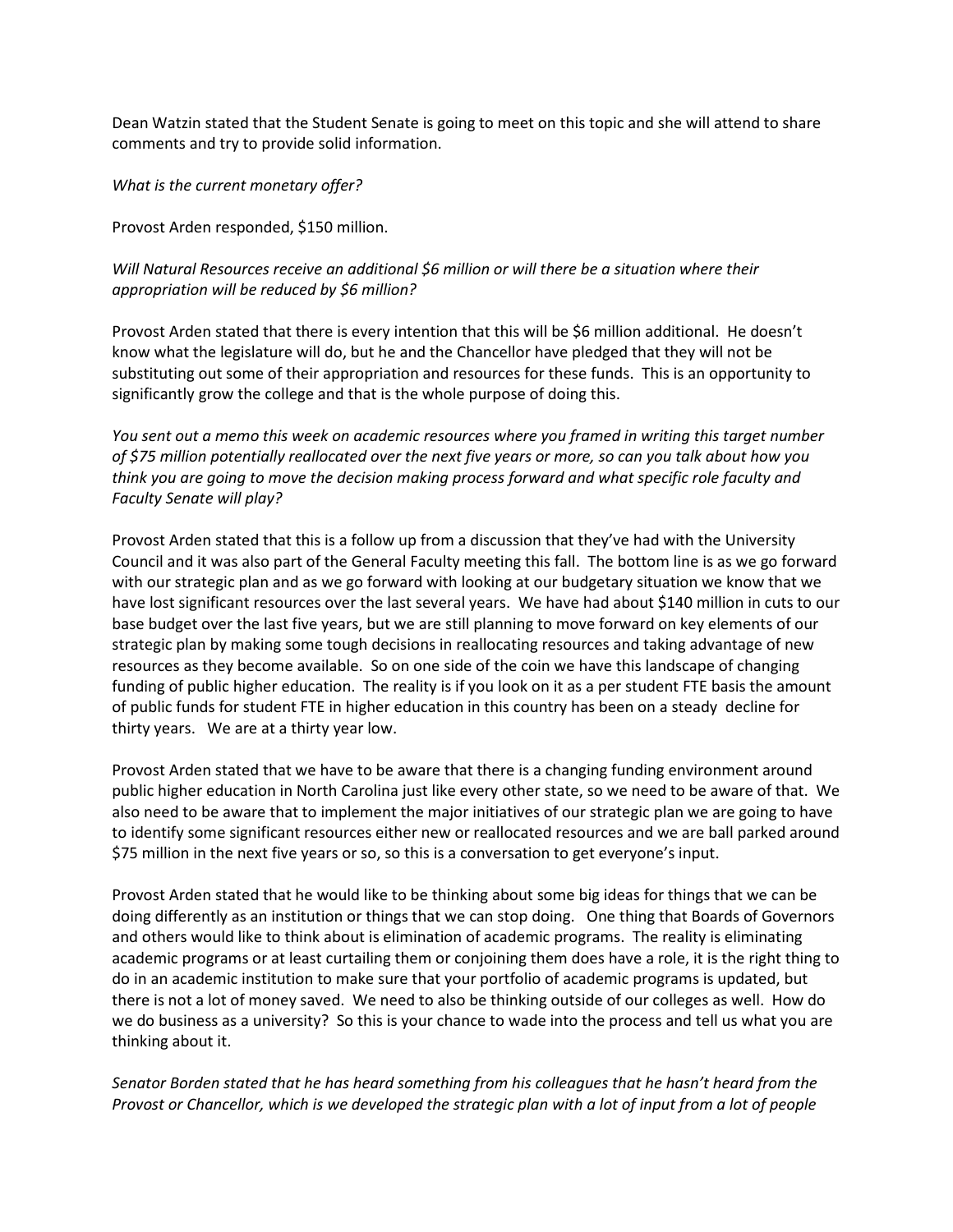Dean Watzin stated that the Student Senate is going to meet on this topic and she will attend to share comments and try to provide solid information.

*What is the current monetary offer?*

Provost Arden responded, $150 million.

*Will Natural Resources receive an additional $6 million or will there be a situation where their appropriation will be reduced by $6 million?*

Provost Arden stated that there is every intention that this will be $6 million additional. He doesn't know what the legislature will do, but he and the Chancellor have pledged that they will not be substituting out some of their appropriation and resources for these funds. This is an opportunity to significantly grow the college and that is the whole purpose of doing this.

*You sent out a memo this week on academic resources where you framed in writing this target number of $75 million potentially reallocated over the next five years or more, so can you talk about how you think you are going to move the decision making process forward and what specific role faculty and Faculty Senate will play?*

Provost Arden stated that this is a follow up from a discussion that they've had with the University Council and it was also part of the General Faculty meeting this fall. The bottom line is as we go forward with our strategic plan and as we go forward with looking at our budgetary situation we know that we have lost significant resources over the last several years. We have had about $140 million in cuts to our base budget over the last five years, but we are still planning to move forward on key elements of our strategic plan by making some tough decisions in reallocating resources and taking advantage of new resources as they become available. So on one side of the coin we have this landscape of changing funding of public higher education. The reality is if you look on it as a per student FTE basis the amount of public funds for student FTE in higher education in this country has been on a steady decline for thirty years. We are at a thirty year low.

Provost Arden stated that we have to be aware that there is a changing funding environment around public higher education in North Carolina just like every other state, so we need to be aware of that. We also need to be aware that to implement the major initiatives of our strategic plan we are going to have to identify some significant resources either new or reallocated resources and we are ball parked around $75 million in the next five years or so, so this is a conversation to get everyone's input.

Provost Arden stated that he would like to be thinking about some big ideas for things that we can be doing differently as an institution or things that we can stop doing. One thing that Boards of Governors and others would like to think about is elimination of academic programs. The reality is eliminating academic programs or at least curtailing them or conjoining them does have a role, it is the right thing to do in an academic institution to make sure that your portfolio of academic programs is updated, but there is not a lot of money saved. We need to also be thinking outside of our colleges as well. How do we do business as a university? So this is your chance to wade into the process and tell us what you are thinking about it.

*Senator Borden stated that he has heard something from his colleagues that he hasn't heard from the Provost or Chancellor, which is we developed the strategic plan with a lot of input from a lot of people*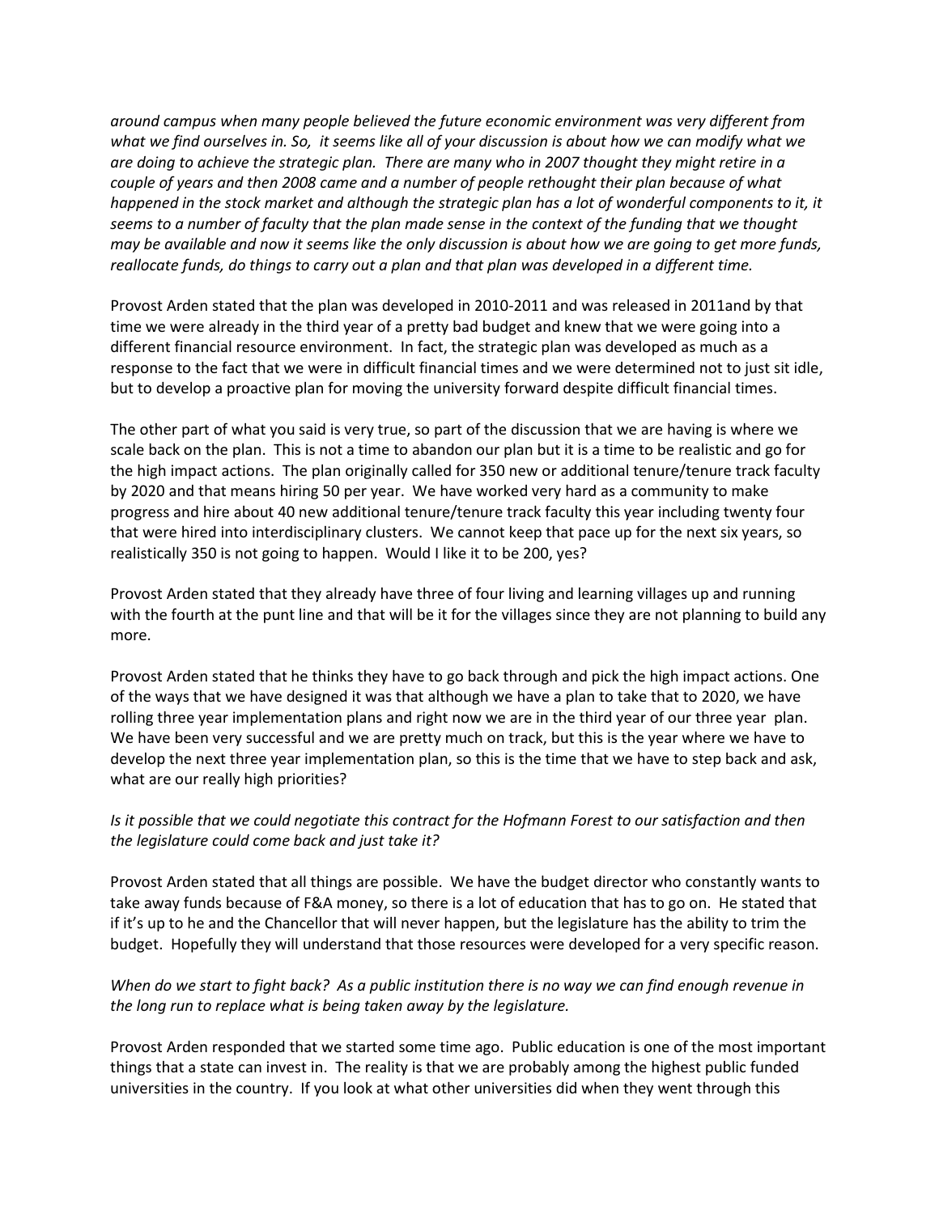*around campus when many people believed the future economic environment was very different from what we find ourselves in. So, it seems like all of your discussion is about how we can modify what we are doing to achieve the strategic plan. There are many who in 2007 thought they might retire in a couple of years and then 2008 came and a number of people rethought their plan because of what happened in the stock market and although the strategic plan has a lot of wonderful components to it, it seems to a number of faculty that the plan made sense in the context of the funding that we thought may be available and now it seems like the only discussion is about how we are going to get more funds, reallocate funds, do things to carry out a plan and that plan was developed in a different time.*

Provost Arden stated that the plan was developed in 2010-2011 and was released in 2011and by that time we were already in the third year of a pretty bad budget and knew that we were going into a different financial resource environment. In fact, the strategic plan was developed as much as a response to the fact that we were in difficult financial times and we were determined not to just sit idle, but to develop a proactive plan for moving the university forward despite difficult financial times.

The other part of what you said is very true, so part of the discussion that we are having is where we scale back on the plan. This is not a time to abandon our plan but it is a time to be realistic and go for the high impact actions. The plan originally called for 350 new or additional tenure/tenure track faculty by 2020 and that means hiring 50 per year. We have worked very hard as a community to make progress and hire about 40 new additional tenure/tenure track faculty this year including twenty four that were hired into interdisciplinary clusters. We cannot keep that pace up for the next six years, so realistically 350 is not going to happen. Would I like it to be 200, yes?

Provost Arden stated that they already have three of four living and learning villages up and running with the fourth at the punt line and that will be it for the villages since they are not planning to build any more.

Provost Arden stated that he thinks they have to go back through and pick the high impact actions. One of the ways that we have designed it was that although we have a plan to take that to 2020, we have rolling three year implementation plans and right now we are in the third year of our three year plan. We have been very successful and we are pretty much on track, but this is the year where we have to develop the next three year implementation plan, so this is the time that we have to step back and ask, what are our really high priorities?

*Is it possible that we could negotiate this contract for the Hofmann Forest to our satisfaction and then the legislature could come back and just take it?*

Provost Arden stated that all things are possible. We have the budget director who constantly wants to take away funds because of F&A money, so there is a lot of education that has to go on. He stated that if it's up to he and the Chancellor that will never happen, but the legislature has the ability to trim the budget. Hopefully they will understand that those resources were developed for a very specific reason.

*When do we start to fight back? As a public institution there is no way we can find enough revenue in the long run to replace what is being taken away by the legislature.*

Provost Arden responded that we started some time ago. Public education is one of the most important things that a state can invest in. The reality is that we are probably among the highest public funded universities in the country. If you look at what other universities did when they went through this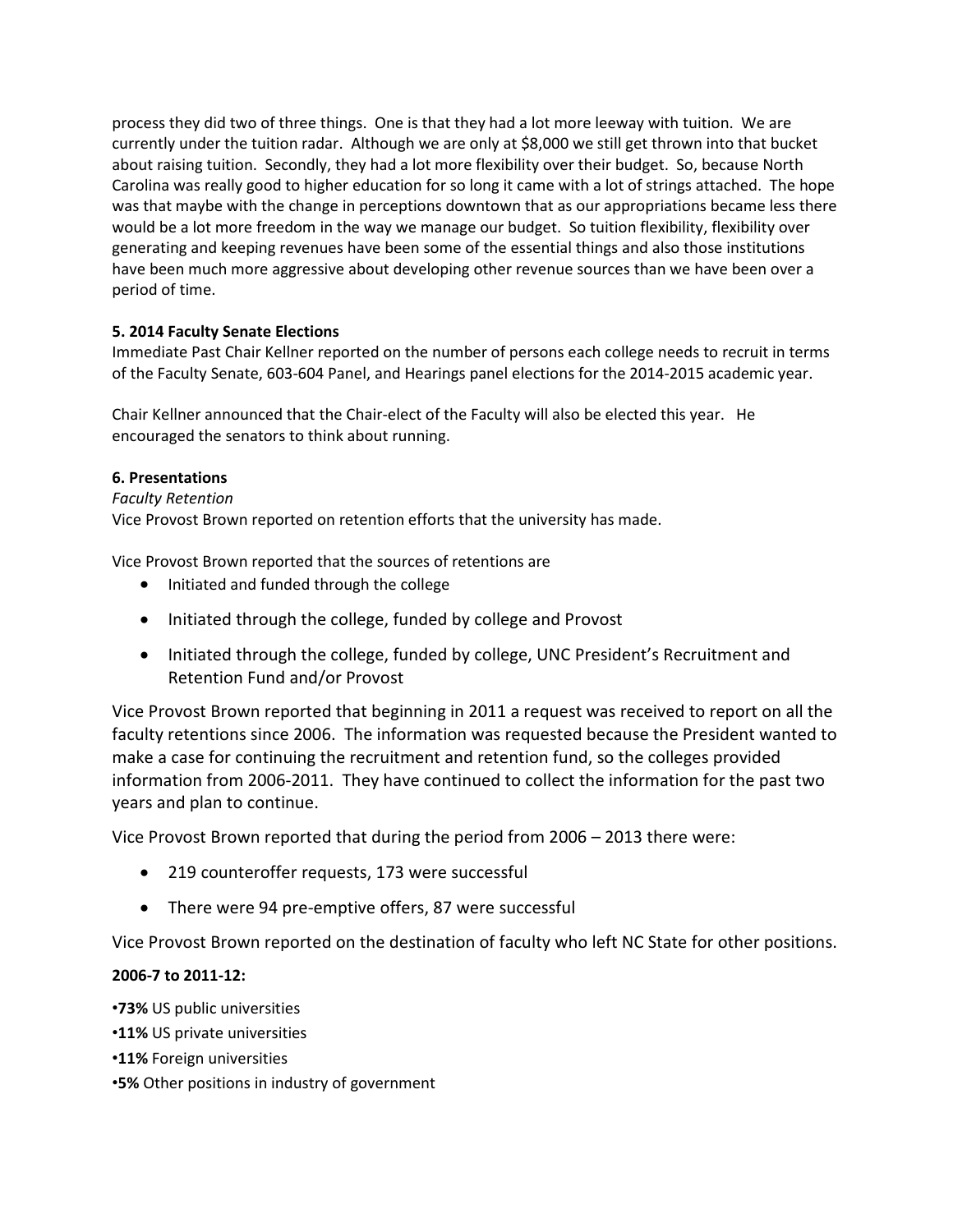process they did two of three things. One is that they had a lot more leeway with tuition. We are currently under the tuition radar. Although we are only at $8,000 we still get thrown into that bucket about raising tuition. Secondly, they had a lot more flexibility over their budget. So, because North Carolina was really good to higher education for so long it came with a lot of strings attached. The hope was that maybe with the change in perceptions downtown that as our appropriations became less there would be a lot more freedom in the way we manage our budget. So tuition flexibility, flexibility over generating and keeping revenues have been some of the essential things and also those institutions have been much more aggressive about developing other revenue sources than we have been over a period of time.

**5. 2014 Faculty Senate Elections**

Immediate Past Chair Kellner reported on the number of persons each college needs to recruit in terms of the Faculty Senate, 603-604 Panel, and Hearings panel elections for the 2014-2015 academic year.

Chair Kellner announced that the Chair-elect of the Faculty will also be elected this year. He encouraged the senators to think about running.

**6. Presentations**

*Faculty Retention*

Vice Provost Brown reported on retention efforts that the university has made.

Vice Provost Brown reported that the sources of retentions are

- Initiated and funded through the college
- Initiated through the college, funded by college and Provost
- Initiated through the college, funded by college, UNC President's Recruitment and Retention Fund and/or Provost

Vice Provost Brown reported that beginning in 2011 a request was received to report on all the faculty retentions since 2006. The information was requested because the President wanted to make a case for continuing the recruitment and retention fund, so the colleges provided information from 2006-2011. They have continued to collect the information for the past two years and plan to continue.

Vice Provost Brown reported that during the period from 2006 – 2013 there were:

- 219 counteroffer requests, 173 were successful
- There were 94 pre-emptive offers, 87 were successful

Vice Provost Brown reported on the destination of faculty who left NC State for other positions.

**2006-7 to 2011-12:**

•**73%** US public universities
•**11%** US private universities
•**11%** Foreign universities
•**5%** Other positions in industry of government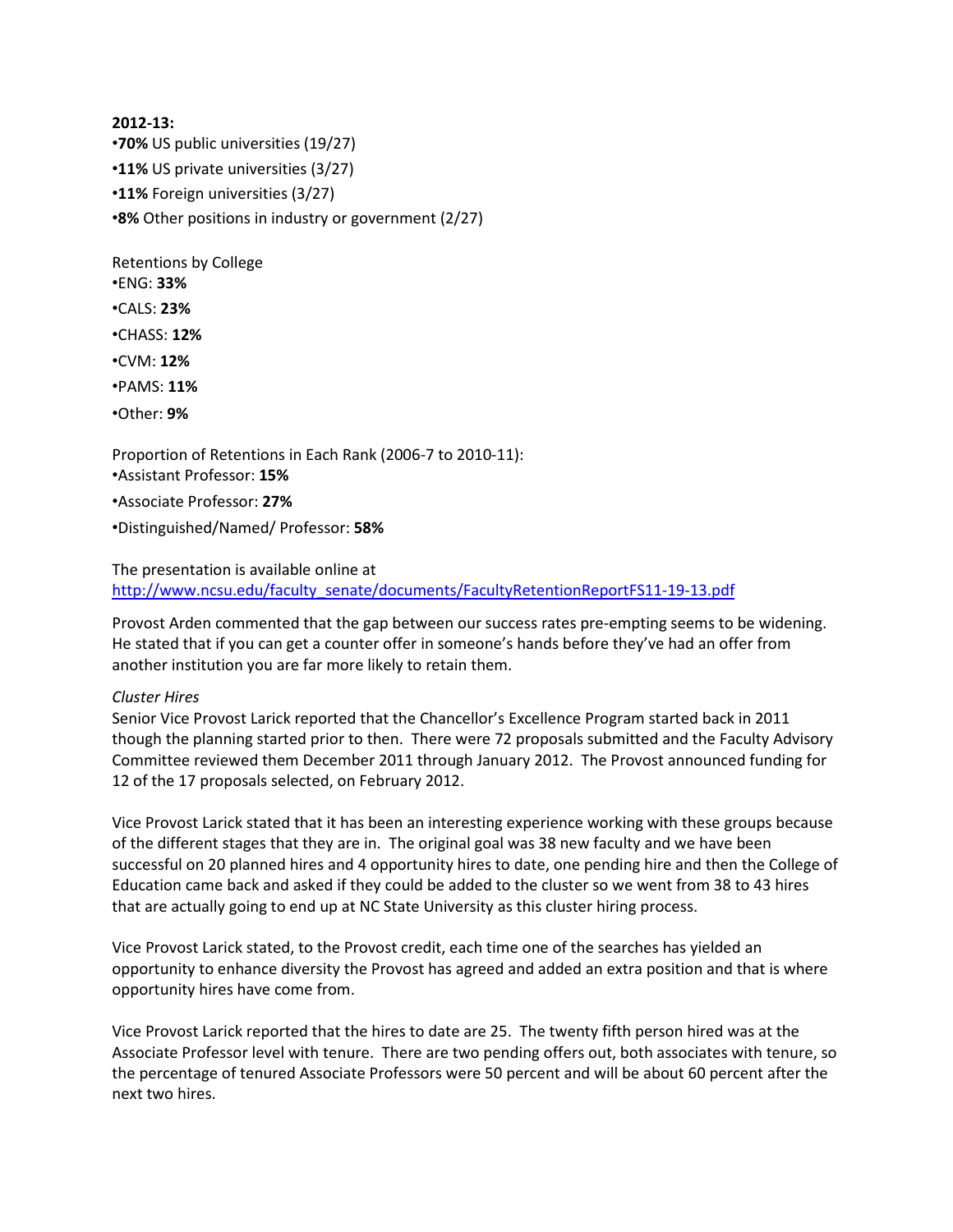**2012-13:**

•**70%** US public universities (19/27)

•**11%** US private universities (3/27)

•**11%** Foreign universities (3/27)

•**8%** Other positions in industry or government (2/27)

Retentions by College

•ENG: **33%**

•CALS: **23%**

•CHASS: **12%**

•CVM: **12%**

•PAMS: **11%**

•Other: **9%**

Proportion of Retentions in Each Rank (2006-7 to 2010-11):

•Assistant Professor: **15%**

•Associate Professor: **27%**

•Distinguished/Named/ Professor: **58%**

The presentation is available online at
http://www.ncsu.edu/faculty_senate/documents/FacultyRetentionReportFS11-19-13.pdf

Provost Arden commented that the gap between our success rates pre-empting seems to be widening. He stated that if you can get a counter offer in someone's hands before they've had an offer from another institution you are far more likely to retain them.

*Cluster Hires*

Senior Vice Provost Larick reported that the Chancellor's Excellence Program started back in 2011 though the planning started prior to then. There were 72 proposals submitted and the Faculty Advisory Committee reviewed them December 2011 through January 2012. The Provost announced funding for 12 of the 17 proposals selected, on February 2012.

Vice Provost Larick stated that it has been an interesting experience working with these groups because of the different stages that they are in. The original goal was 38 new faculty and we have been successful on 20 planned hires and 4 opportunity hires to date, one pending hire and then the College of Education came back and asked if they could be added to the cluster so we went from 38 to 43 hires that are actually going to end up at NC State University as this cluster hiring process.

Vice Provost Larick stated, to the Provost credit, each time one of the searches has yielded an opportunity to enhance diversity the Provost has agreed and added an extra position and that is where opportunity hires have come from.

Vice Provost Larick reported that the hires to date are 25. The twenty fifth person hired was at the Associate Professor level with tenure. There are two pending offers out, both associates with tenure, so the percentage of tenured Associate Professors were 50 percent and will be about 60 percent after the next two hires.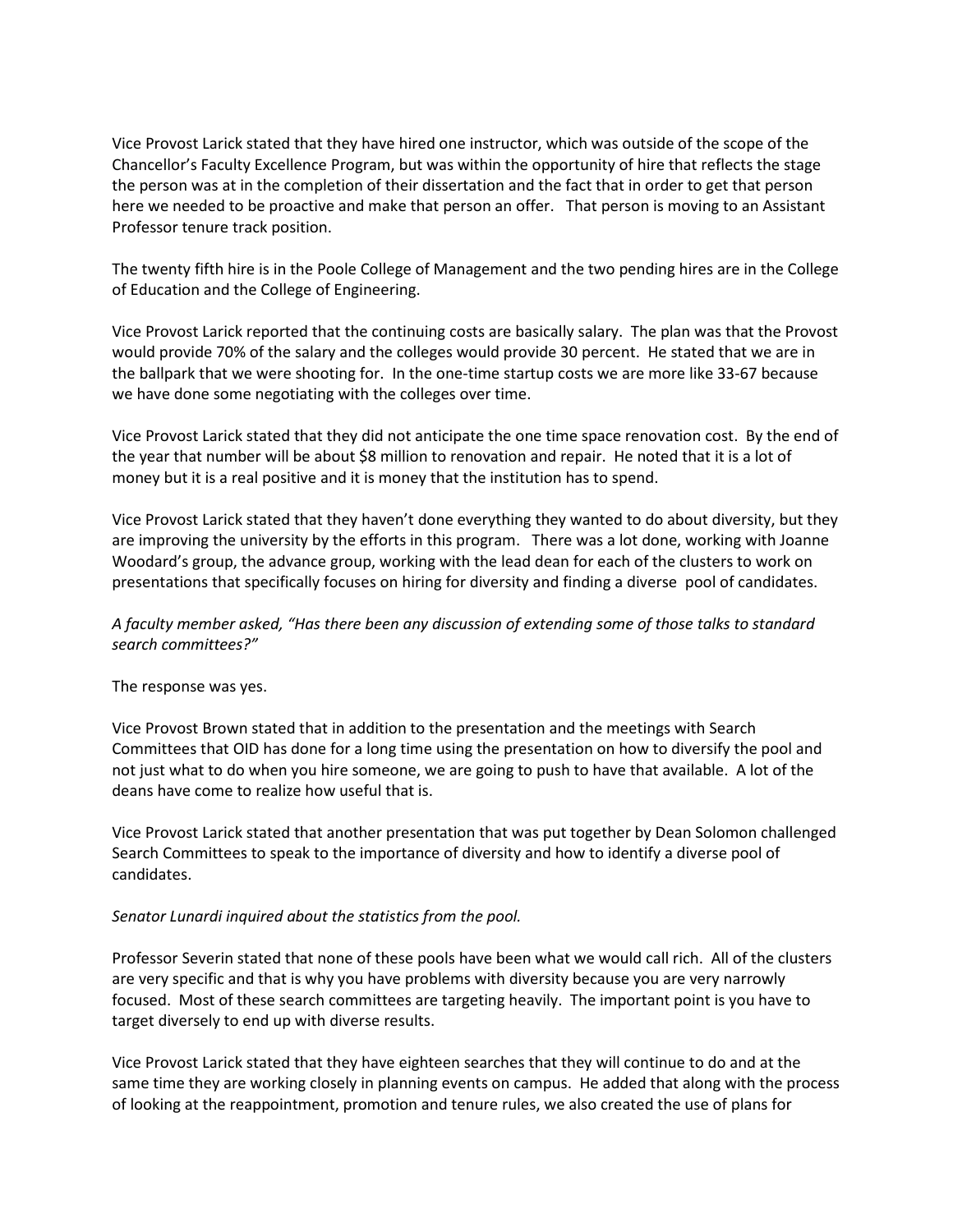Vice Provost Larick stated that they have hired one instructor, which was outside of the scope of the Chancellor's Faculty Excellence Program, but was within the opportunity of hire that reflects the stage the person was at in the completion of their dissertation and the fact that in order to get that person here we needed to be proactive and make that person an offer. That person is moving to an Assistant Professor tenure track position.

The twenty fifth hire is in the Poole College of Management and the two pending hires are in the College of Education and the College of Engineering.

Vice Provost Larick reported that the continuing costs are basically salary. The plan was that the Provost would provide 70% of the salary and the colleges would provide 30 percent. He stated that we are in the ballpark that we were shooting for. In the one-time startup costs we are more like 33-67 because we have done some negotiating with the colleges over time.

Vice Provost Larick stated that they did not anticipate the one time space renovation cost. By the end of the year that number will be about $8 million to renovation and repair. He noted that it is a lot of money but it is a real positive and it is money that the institution has to spend.

Vice Provost Larick stated that they haven't done everything they wanted to do about diversity, but they are improving the university by the efforts in this program. There was a lot done, working with Joanne Woodard's group, the advance group, working with the lead dean for each of the clusters to work on presentations that specifically focuses on hiring for diversity and finding a diverse pool of candidates.

*A faculty member asked, "Has there been any discussion of extending some of those talks to standard search committees?"*

The response was yes.

Vice Provost Brown stated that in addition to the presentation and the meetings with Search Committees that OID has done for a long time using the presentation on how to diversify the pool and not just what to do when you hire someone, we are going to push to have that available. A lot of the deans have come to realize how useful that is.

Vice Provost Larick stated that another presentation that was put together by Dean Solomon challenged Search Committees to speak to the importance of diversity and how to identify a diverse pool of candidates.

*Senator Lunardi inquired about the statistics from the pool.*

Professor Severin stated that none of these pools have been what we would call rich. All of the clusters are very specific and that is why you have problems with diversity because you are very narrowly focused. Most of these search committees are targeting heavily. The important point is you have to target diversely to end up with diverse results.

Vice Provost Larick stated that they have eighteen searches that they will continue to do and at the same time they are working closely in planning events on campus. He added that along with the process of looking at the reappointment, promotion and tenure rules, we also created the use of plans for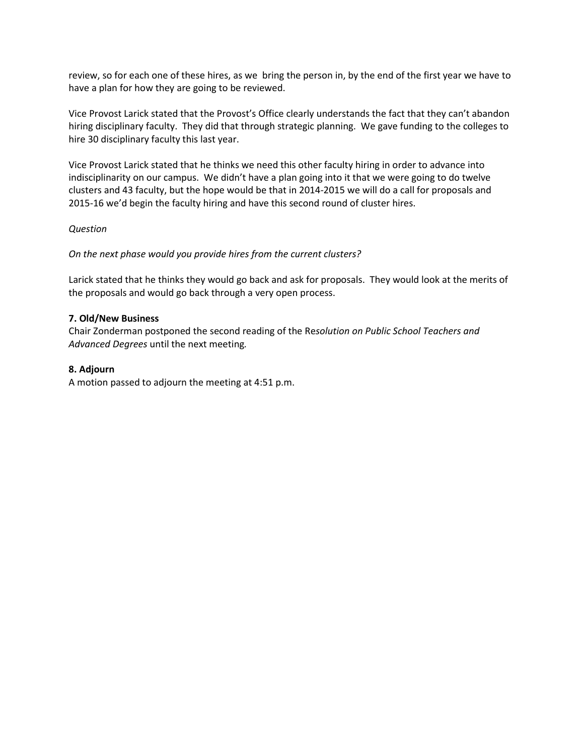review, so for each one of these hires, as we bring the person in, by the end of the first year we have to have a plan for how they are going to be reviewed.

Vice Provost Larick stated that the Provost's Office clearly understands the fact that they can't abandon hiring disciplinary faculty. They did that through strategic planning. We gave funding to the colleges to hire 30 disciplinary faculty this last year.

Vice Provost Larick stated that he thinks we need this other faculty hiring in order to advance into indisciplinarity on our campus. We didn't have a plan going into it that we were going to do twelve clusters and 43 faculty, but the hope would be that in 2014-2015 we will do a call for proposals and 2015-16 we'd begin the faculty hiring and have this second round of cluster hires.

*Question*

*On the next phase would you provide hires from the current clusters?*

Larick stated that he thinks they would go back and ask for proposals. They would look at the merits of the proposals and would go back through a very open process.

**7. Old/New Business**

Chair Zonderman postponed the second reading of the Re*solution on Public School Teachers and Advanced Degrees* until the next meeting*.*

**8. Adjourn**

A motion passed to adjourn the meeting at 4:51 p.m.